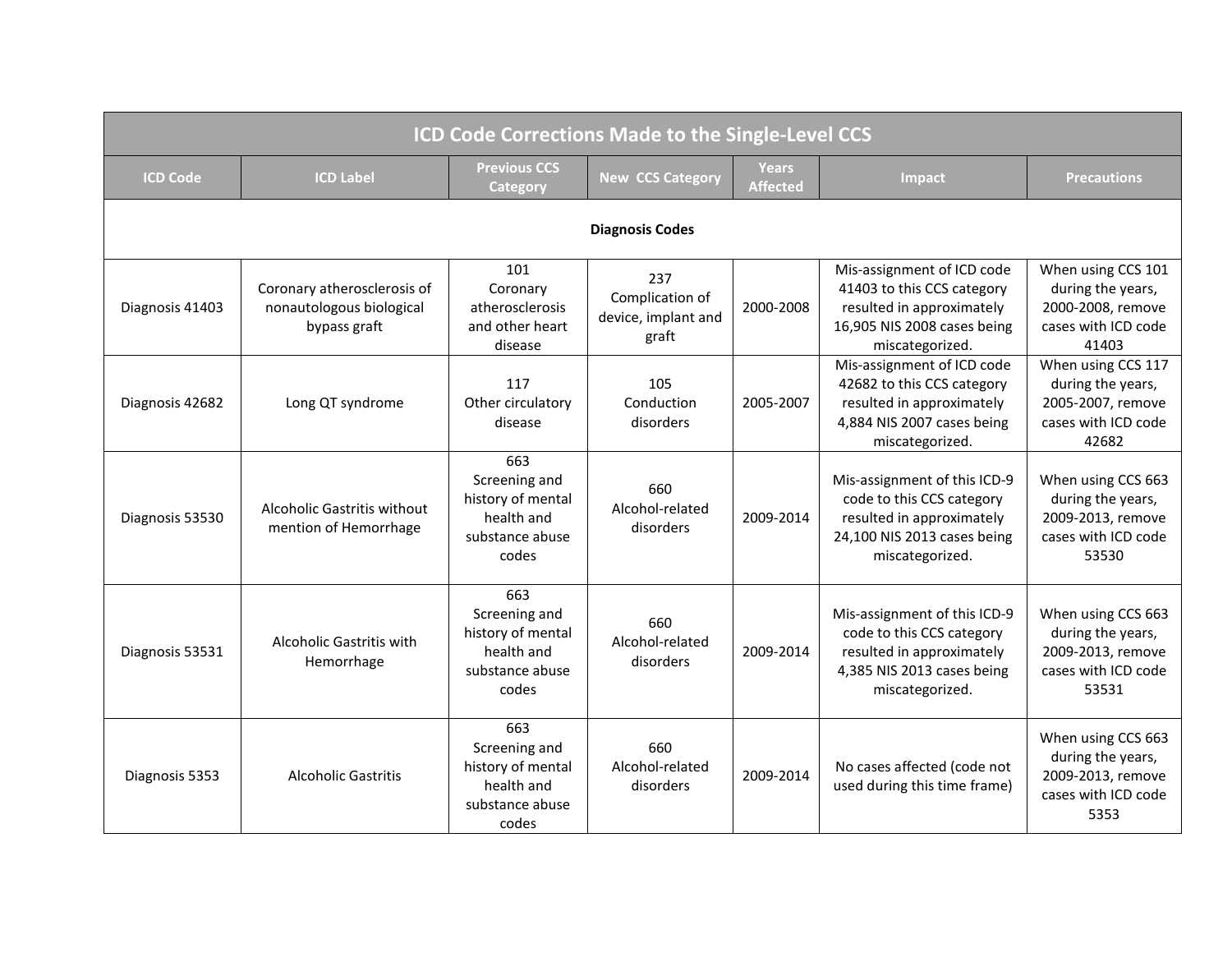| ICD Code Corrections Made to the Single-Level CCS | | | | | | |
|---|---|---|---|---|---|---|
| **ICD Code** | **ICD Label** | **Previous CCS Category** | **New CCS Category** | **Years Affected** | **Impact** | **Precautions** |
| | | | **Diagnosis Codes** | | | |
| Diagnosis 41403 | Coronary atherosclerosis of nonautologous biological bypass graft | 101 Coronary atherosclerosis and other heart disease | 237 Complication of device, implant and graft | 2000-2008 | Mis-assignment of ICD code 41403 to this CCS category resulted in approximately 16,905 NIS 2008 cases being miscategorized. | When using CCS 101 during the years, 2000-2008, remove cases with ICD code 41403 |
| Diagnosis 42682 | Long QT syndrome | 117 Other circulatory disease | 105 Conduction disorders | 2005-2007 | Mis-assignment of ICD code 42682 to this CCS category resulted in approximately 4,884 NIS 2007 cases being miscategorized. | When using CCS 117 during the years, 2005-2007, remove cases with ICD code 42682 |
| Diagnosis 53530 | Alcoholic Gastritis without mention of Hemorrhage | 663 Screening and history of mental health and substance abuse codes | 660 Alcohol-related disorders | 2009-2014 | Mis-assignment of this ICD-9 code to this CCS category resulted in approximately 24,100 NIS 2013 cases being miscategorized. | When using CCS 663 during the years, 2009-2013, remove cases with ICD code 53530 |
| Diagnosis 53531 | Alcoholic Gastritis with Hemorrhage | 663 Screening and history of mental health and substance abuse codes | 660 Alcohol-related disorders | 2009-2014 | Mis-assignment of this ICD-9 code to this CCS category resulted in approximately 4,385 NIS 2013 cases being miscategorized. | When using CCS 663 during the years, 2009-2013, remove cases with ICD code 53531 |
| Diagnosis 5353 | Alcoholic Gastritis | 663 Screening and history of mental health and substance abuse codes | 660 Alcohol-related disorders | 2009-2014 | No cases affected (code not used during this time frame) | When using CCS 663 during the years, 2009-2013, remove cases with ICD code 5353 |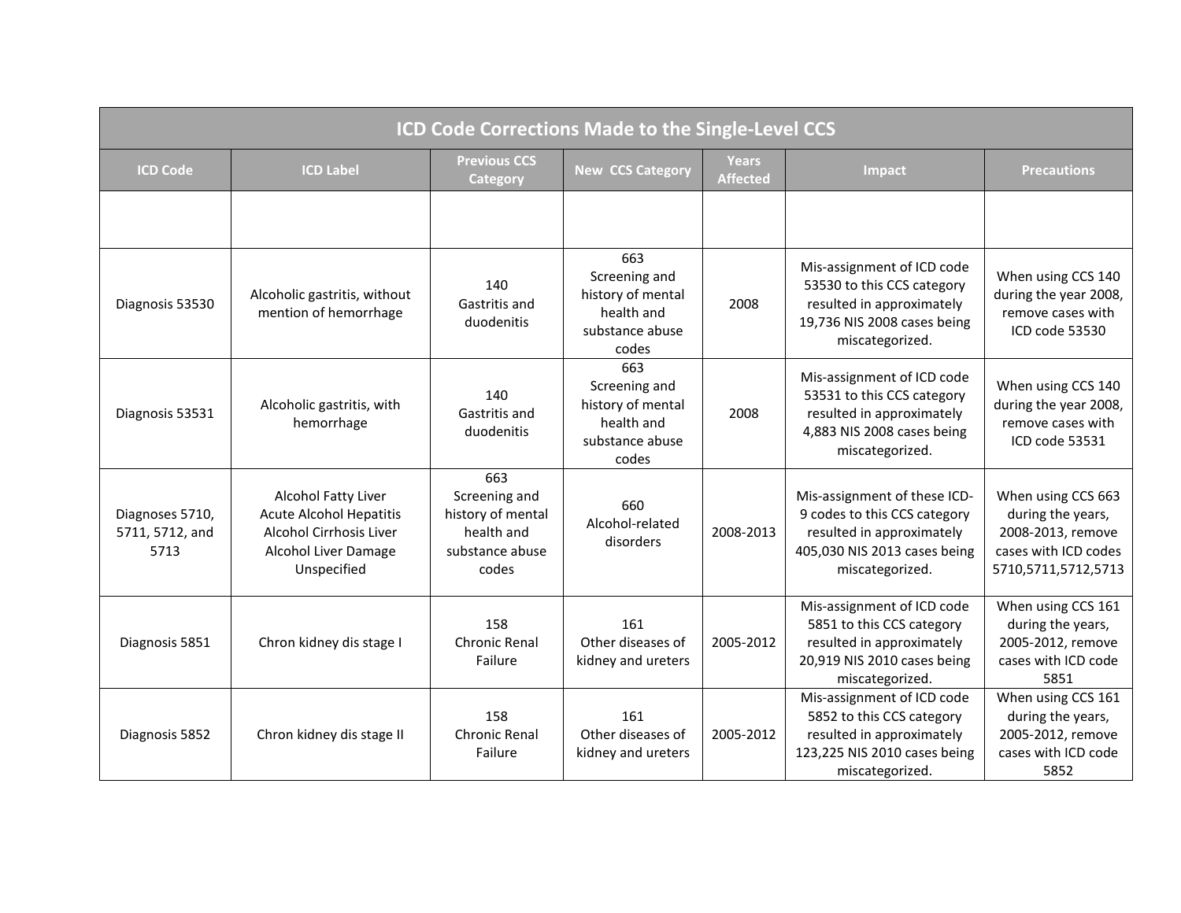| ICD Code Corrections Made to the Single-Level CCS | | | | | | |
|---|---|---|---|---|---|---|
| **ICD Code** | **ICD Label** | **Previous CCS Category** | **New CCS Category** | **Years Affected** | **Impact** | **Precautions** |
| | | | | | | |
| Diagnosis 53530 | Alcoholic gastritis, without mention of hemorrhage | 140 Gastritis and duodenitis | 663 Screening and history of mental health and substance abuse codes | 2008 | Mis-assignment of ICD code 53530 to this CCS category resulted in approximately 19,736 NIS 2008 cases being miscategorized. | When using CCS 140 during the year 2008, remove cases with ICD code 53530 |
| Diagnosis 53531 | Alcoholic gastritis, with hemorrhage | 140 Gastritis and duodenitis | 663 Screening and history of mental health and substance abuse codes | 2008 | Mis-assignment of ICD code 53531 to this CCS category resulted in approximately 4,883 NIS 2008 cases being miscategorized. | When using CCS 140 during the year 2008, remove cases with ICD code 53531 |
| Diagnoses 5710, 5711, 5712, and 5713 | Alcohol Fatty Liver Acute Alcohol Hepatitis Alcohol Cirrhosis Liver Alcohol Liver Damage Unspecified | 663 Screening and history of mental health and substance abuse codes | 660 Alcohol-related disorders | 2008-2013 | Mis-assignment of these ICD-9 codes to this CCS category resulted in approximately 405,030 NIS 2013 cases being miscategorized. | When using CCS 663 during the years, 2008-2013, remove cases with ICD codes 5710,5711,5712,5713 |
| Diagnosis 5851 | Chron kidney dis stage I | 158 Chronic Renal Failure | 161 Other diseases of kidney and ureters | 2005-2012 | Mis-assignment of ICD code 5851 to this CCS category resulted in approximately 20,919 NIS 2010 cases being miscategorized. | When using CCS 161 during the years, 2005-2012, remove cases with ICD code 5851 |
| Diagnosis 5852 | Chron kidney dis stage II | 158 Chronic Renal Failure | 161 Other diseases of kidney and ureters | 2005-2012 | Mis-assignment of ICD code 5852 to this CCS category resulted in approximately 123,225 NIS 2010 cases being miscategorized. | When using CCS 161 during the years, 2005-2012, remove cases with ICD code 5852 |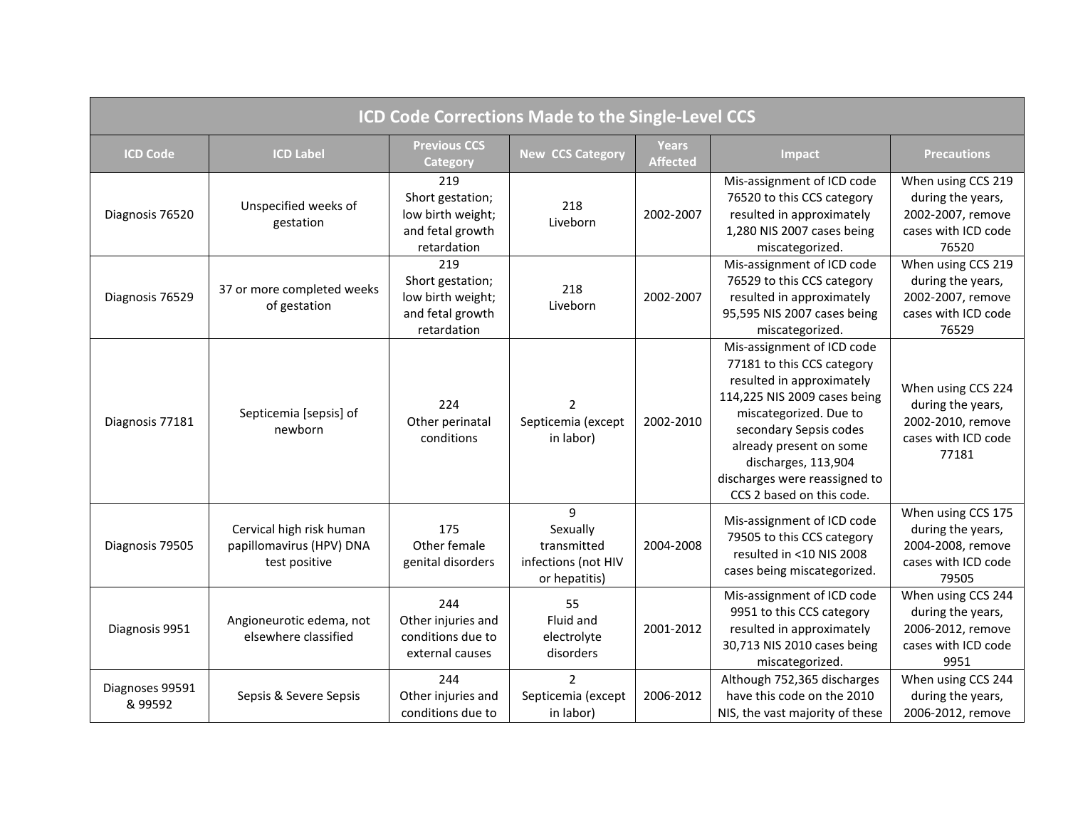| ICD Code Corrections Made to the Single-Level CCS | | | | | | |
|---|---|---|---|---|---|---|
| **ICD Code** | **ICD Label** | **Previous CCS Category** | **New CCS Category** | **Years Affected** | **Impact** | **Precautions** |
| Diagnosis 76520 | Unspecified weeks of gestation | 219 Short gestation; low birth weight; and fetal growth retardation | 218 Liveborn | 2002-2007 | Mis-assignment of ICD code 76520 to this CCS category resulted in approximately 1,280 NIS 2007 cases being miscategorized. | When using CCS 219 during the years, 2002-2007, remove cases with ICD code 76520 |
| Diagnosis 76529 | 37 or more completed weeks of gestation | 219 Short gestation; low birth weight; and fetal growth retardation | 218 Liveborn | 2002-2007 | Mis-assignment of ICD code 76529 to this CCS category resulted in approximately 95,595 NIS 2007 cases being miscategorized. | When using CCS 219 during the years, 2002-2007, remove cases with ICD code 76529 |
| Diagnosis 77181 | Septicemia [sepsis] of newborn | 224 Other perinatal conditions | 2 Septicemia (except in labor) | 2002-2010 | Mis-assignment of ICD code 77181 to this CCS category resulted in approximately 114,225 NIS 2009 cases being miscategorized. Due to secondary Sepsis codes already present on some discharges, 113,904 discharges were reassigned to CCS 2 based on this code. | When using CCS 224 during the years, 2002-2010, remove cases with ICD code 77181 |
| Diagnosis 79505 | Cervical high risk human papillomavirus (HPV) DNA test positive | 175 Other female genital disorders | 9 Sexually transmitted infections (not HIV or hepatitis) | 2004-2008 | Mis-assignment of ICD code 79505 to this CCS category resulted in <10 NIS 2008 cases being miscategorized. | When using CCS 175 during the years, 2004-2008, remove cases with ICD code 79505 |
| Diagnosis 9951 | Angioneurotic edema, not elsewhere classified | 244 Other injuries and conditions due to external causes | 55 Fluid and electrolyte disorders | 2001-2012 | Mis-assignment of ICD code 9951 to this CCS category resulted in approximately 30,713 NIS 2010 cases being miscategorized. | When using CCS 244 during the years, 2006-2012, remove cases with ICD code 9951 |
| Diagnoses 99591 & 99592 | Sepsis & Severe Sepsis | 244 Other injuries and conditions due to | 2 Septicemia (except in labor) | 2006-2012 | Although 752,365 discharges have this code on the 2010 NIS, the vast majority of these | When using CCS 244 during the years, 2006-2012, remove |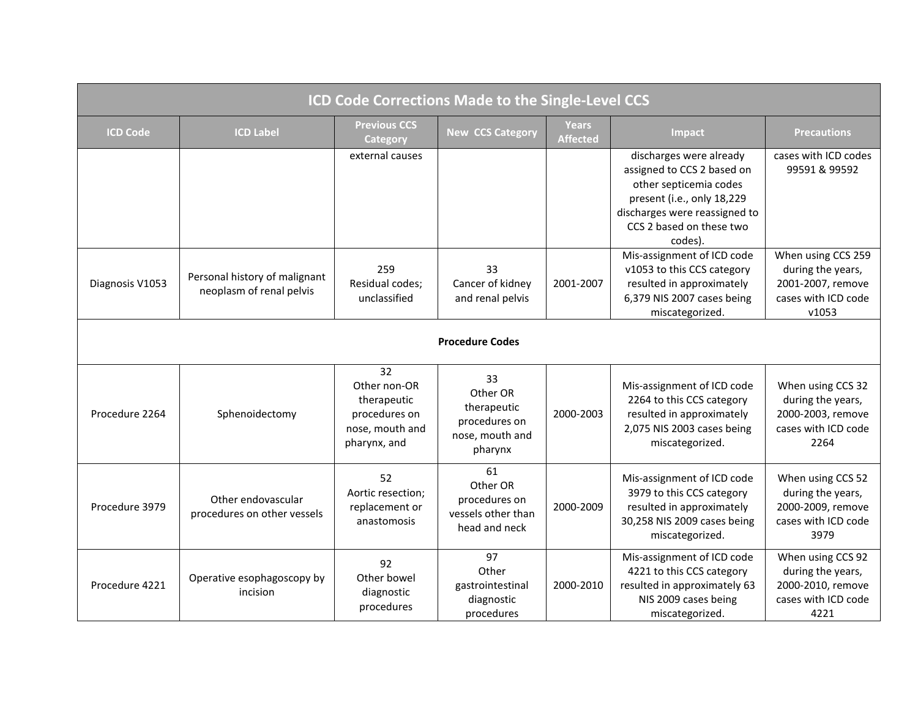# ICD Code Corrections Made to the Single-Level CCS

| ICD Code | ICD Label | Previous CCS Category | New CCS Category | Years Affected | Impact | Precautions |
|---|---|---|---|---|---|---|
| | | external causes | | | discharges were already assigned to CCS 2 based on other septicemia codes present (i.e., only 18,229 discharges were reassigned to CCS 2 based on these two codes). | cases with ICD codes 99591 & 99592 |
| Diagnosis V1053 | Personal history of malignant neoplasm of renal pelvis | 259 Residual codes; unclassified | 33 Cancer of kidney and renal pelvis | 2001-2007 | Mis-assignment of ICD code v1053 to this CCS category resulted in approximately 6,379 NIS 2007 cases being miscategorized. | When using CCS 259 during the years, 2001-2007, remove cases with ICD code v1053 |
| **Procedure Codes** | | | | | | |
| Procedure 2264 | Sphenoidectomy | 32 Other non-OR therapeutic procedures on nose, mouth and pharynx, and | 33 Other OR therapeutic procedures on nose, mouth and pharynx | 2000-2003 | Mis-assignment of ICD code 2264 to this CCS category resulted in approximately 2,075 NIS 2003 cases being miscategorized. | When using CCS 32 during the years, 2000-2003, remove cases with ICD code 2264 |
| Procedure 3979 | Other endovascular procedures on other vessels | 52 Aortic resection; replacement or anastomosis | 61 Other OR procedures on vessels other than head and neck | 2000-2009 | Mis-assignment of ICD code 3979 to this CCS category resulted in approximately 30,258 NIS 2009 cases being miscategorized. | When using CCS 52 during the years, 2000-2009, remove cases with ICD code 3979 |
| Procedure 4221 | Operative esophagoscopy by incision | 92 Other bowel diagnostic procedures | 97 Other gastrointestinal diagnostic procedures | 2000-2010 | Mis-assignment of ICD code 4221 to this CCS category resulted in approximately 63 NIS 2009 cases being miscategorized. | When using CCS 92 during the years, 2000-2010, remove cases with ICD code 4221 |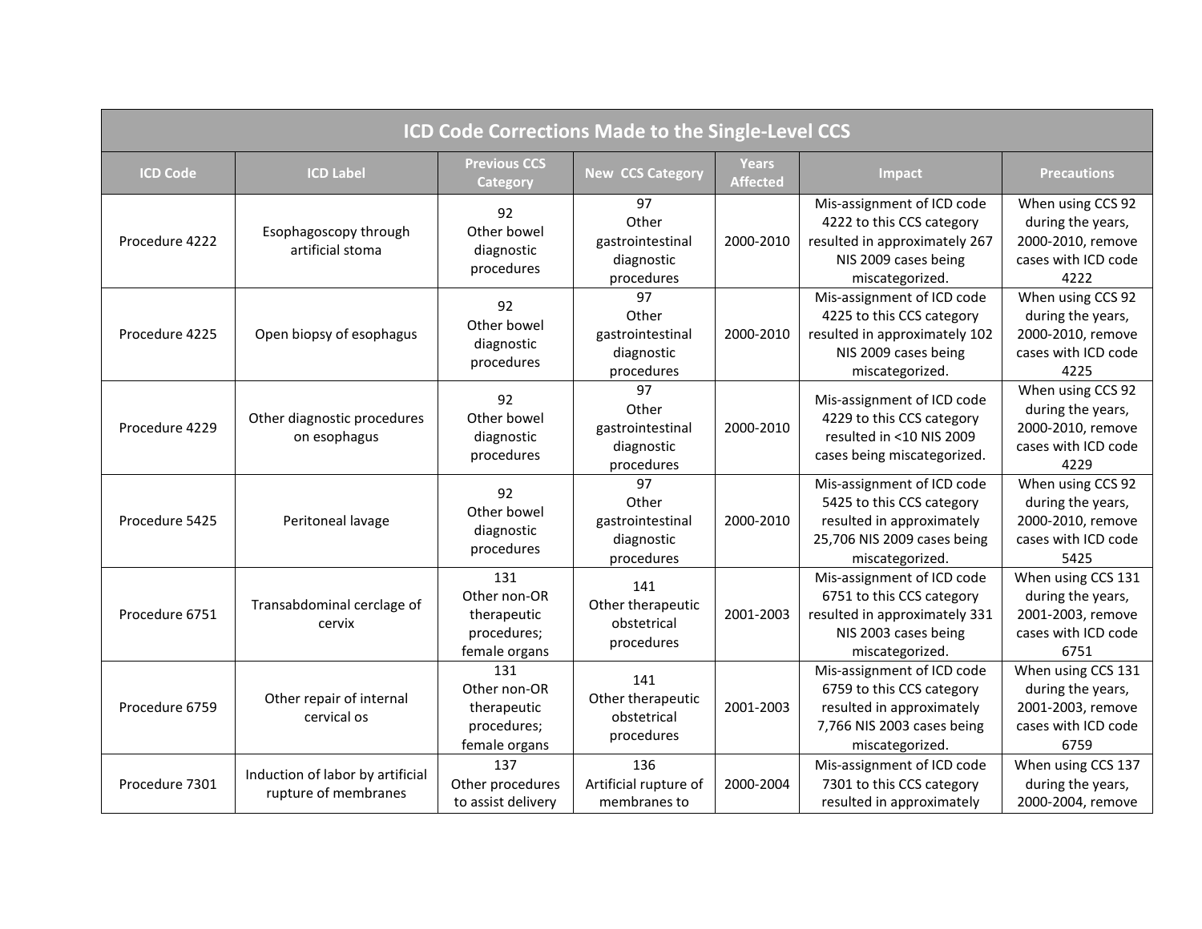| ICD Code Corrections Made to the Single-Level CCS | | | | | | |
|---|---|---|---|---|---|---|
| **ICD Code** | **ICD Label** | **Previous CCS Category** | **New CCS Category** | **Years Affected** | **Impact** | **Precautions** |
| Procedure 4222 | Esophagoscopy through artificial stoma | 92 Other bowel diagnostic procedures | 97 Other gastrointestinal diagnostic procedures | 2000-2010 | Mis-assignment of ICD code 4222 to this CCS category resulted in approximately 267 NIS 2009 cases being miscategorized. | When using CCS 92 during the years, 2000-2010, remove cases with ICD code 4222 |
| Procedure 4225 | Open biopsy of esophagus | 92 Other bowel diagnostic procedures | 97 Other gastrointestinal diagnostic procedures | 2000-2010 | Mis-assignment of ICD code 4225 to this CCS category resulted in approximately 102 NIS 2009 cases being miscategorized. | When using CCS 92 during the years, 2000-2010, remove cases with ICD code 4225 |
| Procedure 4229 | Other diagnostic procedures on esophagus | 92 Other bowel diagnostic procedures | 97 Other gastrointestinal diagnostic procedures | 2000-2010 | Mis-assignment of ICD code 4229 to this CCS category resulted in <10 NIS 2009 cases being miscategorized. | When using CCS 92 during the years, 2000-2010, remove cases with ICD code 4229 |
| Procedure 5425 | Peritoneal lavage | 92 Other bowel diagnostic procedures | 97 Other gastrointestinal diagnostic procedures | 2000-2010 | Mis-assignment of ICD code 5425 to this CCS category resulted in approximately 25,706 NIS 2009 cases being miscategorized. | When using CCS 92 during the years, 2000-2010, remove cases with ICD code 5425 |
| Procedure 6751 | Transabdominal cerclage of cervix | 131 Other non-OR therapeutic procedures; female organs | 141 Other therapeutic obstetrical procedures | 2001-2003 | Mis-assignment of ICD code 6751 to this CCS category resulted in approximately 331 NIS 2003 cases being miscategorized. | When using CCS 131 during the years, 2001-2003, remove cases with ICD code 6751 |
| Procedure 6759 | Other repair of internal cervical os | 131 Other non-OR therapeutic procedures; female organs | 141 Other therapeutic obstetrical procedures | 2001-2003 | Mis-assignment of ICD code 6759 to this CCS category resulted in approximately 7,766 NIS 2003 cases being miscategorized. | When using CCS 131 during the years, 2001-2003, remove cases with ICD code 6759 |
| Procedure 7301 | Induction of labor by artificial rupture of membranes | 137 Other procedures to assist delivery | 136 Artificial rupture of membranes to | 2000-2004 | Mis-assignment of ICD code 7301 to this CCS category resulted in approximately | When using CCS 137 during the years, 2000-2004, remove |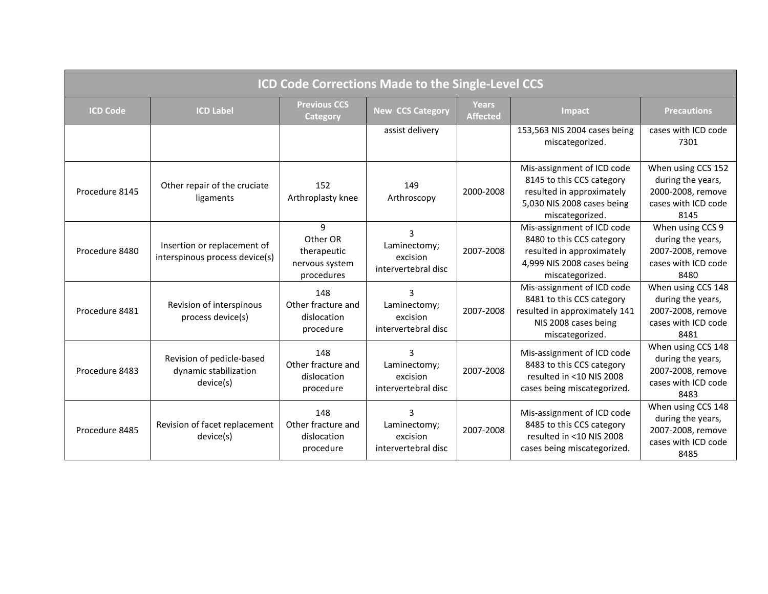| ICD Code Corrections Made to the Single-Level CCS | | | | | | |
|---|---|---|---|---|---|---|
| ICD Code | ICD Label | Previous CCS Category | New CCS Category | Years Affected | Impact | Precautions |
| | | | assist delivery | | 153,563 NIS 2004 cases being miscategorized. | cases with ICD code 7301 |
| Procedure 8145 | Other repair of the cruciate ligaments | 152 Arthroplasty knee | 149 Arthroscopy | 2000-2008 | Mis-assignment of ICD code 8145 to this CCS category resulted in approximately 5,030 NIS 2008 cases being miscategorized. | When using CCS 152 during the years, 2000-2008, remove cases with ICD code 8145 |
| Procedure 8480 | Insertion or replacement of interspinous process device(s) | 9 Other OR therapeutic nervous system procedures | 3 Laminectomy; excision intervertebral disc | 2007-2008 | Mis-assignment of ICD code 8480 to this CCS category resulted in approximately 4,999 NIS 2008 cases being miscategorized. | When using CCS 9 during the years, 2007-2008, remove cases with ICD code 8480 |
| Procedure 8481 | Revision of interspinous process device(s) | 148 Other fracture and dislocation procedure | 3 Laminectomy; excision intervertebral disc | 2007-2008 | Mis-assignment of ICD code 8481 to this CCS category resulted in approximately 141 NIS 2008 cases being miscategorized. | When using CCS 148 during the years, 2007-2008, remove cases with ICD code 8481 |
| Procedure 8483 | Revision of pedicle-based dynamic stabilization device(s) | 148 Other fracture and dislocation procedure | 3 Laminectomy; excision intervertebral disc | 2007-2008 | Mis-assignment of ICD code 8483 to this CCS category resulted in <10 NIS 2008 cases being miscategorized. | When using CCS 148 during the years, 2007-2008, remove cases with ICD code 8483 |
| Procedure 8485 | Revision of facet replacement device(s) | 148 Other fracture and dislocation procedure | 3 Laminectomy; excision intervertebral disc | 2007-2008 | Mis-assignment of ICD code 8485 to this CCS category resulted in <10 NIS 2008 cases being miscategorized. | When using CCS 148 during the years, 2007-2008, remove cases with ICD code 8485 |